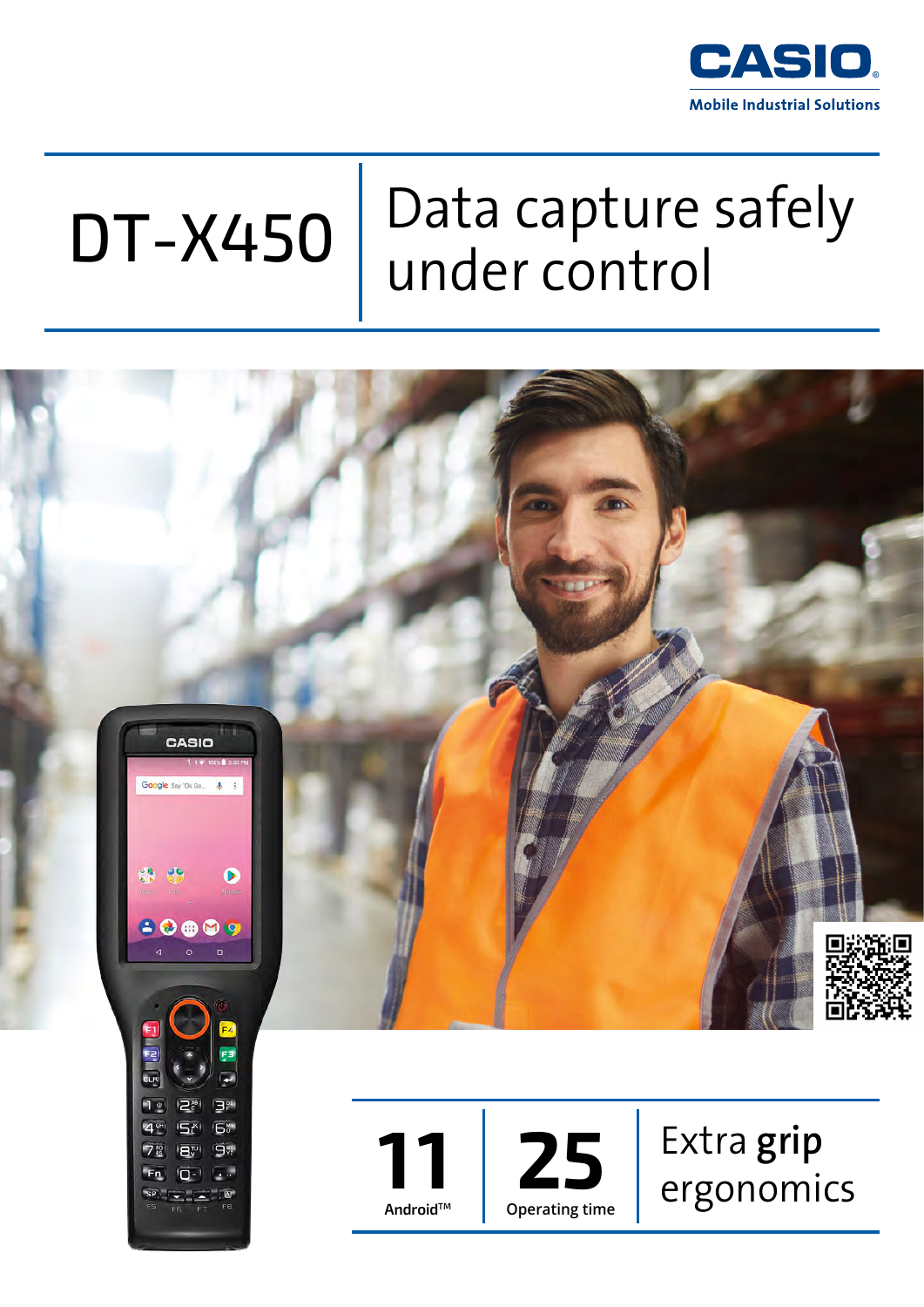CASIO

Mobile Industrial Solutions

# DT-X450

## Data capture safely under control

**11**
Android™

**25**
Operating time

Extra **grip** ergonomics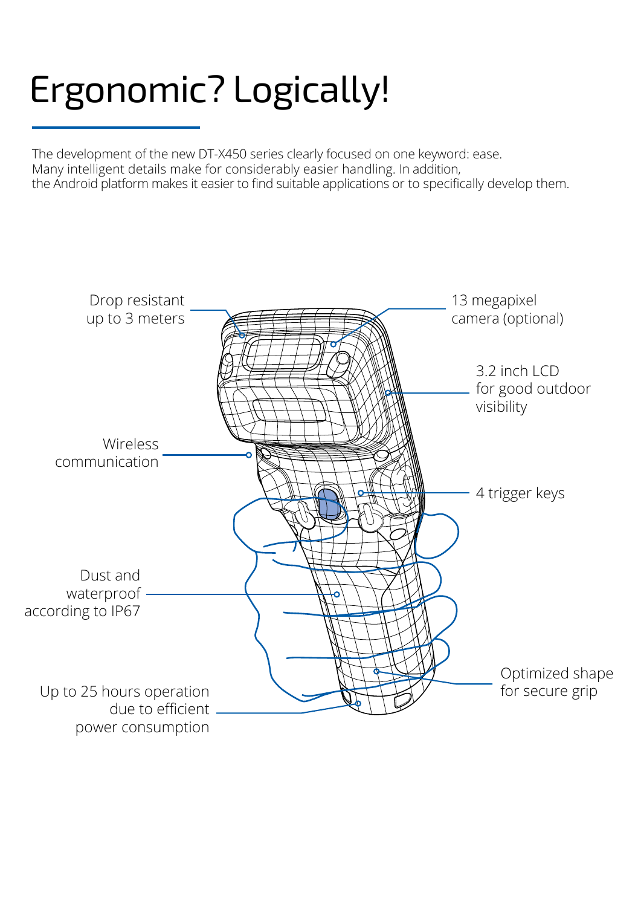# Ergonomic? Logically!

The development of the new DT-X450 series clearly focused on one keyword: ease.
Many intelligent details make for considerably easier handling. In addition,
the Android platform makes it easier to find suitable applications or to specifically develop them.

Drop resistant up to 3 meters

13 megapixel camera (optional)

3.2 inch LCD for good outdoor visibility

Wireless communication

4 trigger keys

Dust and waterproof according to IP67

Optimized shape for secure grip

Up to 25 hours operation due to efficient power consumption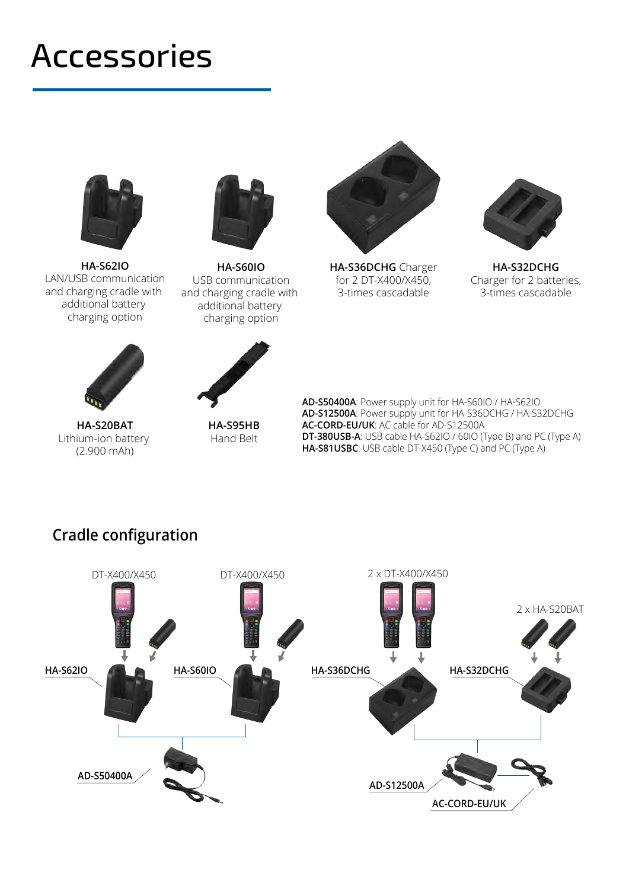# Accessories

**HA-S62IO**
LAN/USB communication and charging cradle with additional battery charging option

**HA-S60IO**
USB communication and charging cradle with additional battery charging option

**HA-S36DCHG** Charger for 2 DT-X400/X450, 3-times cascadable

**HA-S32DCHG**
Charger for 2 batteries, 3-times cascadable

**HA-S20BAT**
Lithium-ion battery (2.900 mAh)

**HA-S95HB**
Hand Belt

**AD-S50400A**: Power supply unit for HA-S60IO / HA-S62IO
**AD-S12500A**: Power supply unit for HA-S36DCHG / HA-S32DCHG
**AC-CORD-EU/UK**: AC cable for AD-S12500A
**DT-380USB-A**: USB cable HA-S62IO / 60IO (Type B) and PC (Type A)
**HA-S81USBC**: USB cable DT-X450 (Type C) and PC (Type A)

## Cradle configuration

DT-X400/X450
DT-X400/X450
2 x DT-X400/X450
2 x HA-S20BAT
HA-S62IO
HA-S60IO
HA-S36DCHG
HA-S32DCHG
AD-S50400A
AD-S12500A
AC-CORD-EU/UK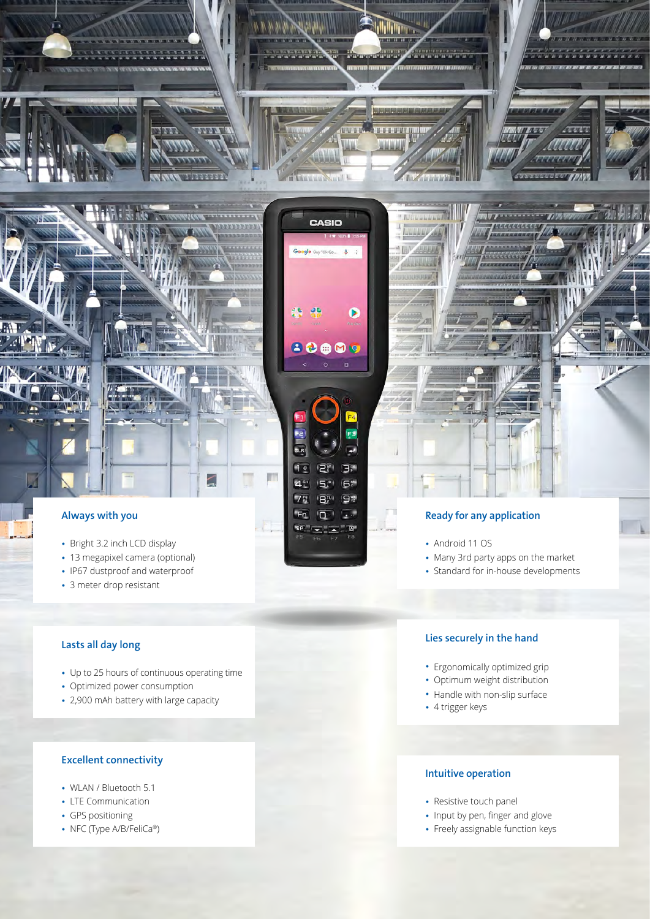### Always with you

- Bright 3.2 inch LCD display
- 13 megapixel camera (optional)
- IP67 dustproof and waterproof
- 3 meter drop resistant

### Ready for any application

- Android 11 OS
- Many 3rd party apps on the market
- Standard for in-house developments

### Lasts all day long

- Up to 25 hours of continuous operating time
- Optimized power consumption
- 2,900 mAh battery with large capacity

### Lies securely in the hand

- Ergonomically optimized grip
- Optimum weight distribution
- Handle with non-slip surface
- 4 trigger keys

### Excellent connectivity

- WLAN / Bluetooth 5.1
- LTE Communication
- GPS positioning
- NFC (Type A/B/FeliCa®)

### Intuitive operation

- Resistive touch panel
- Input by pen, finger and glove
- Freely assignable function keys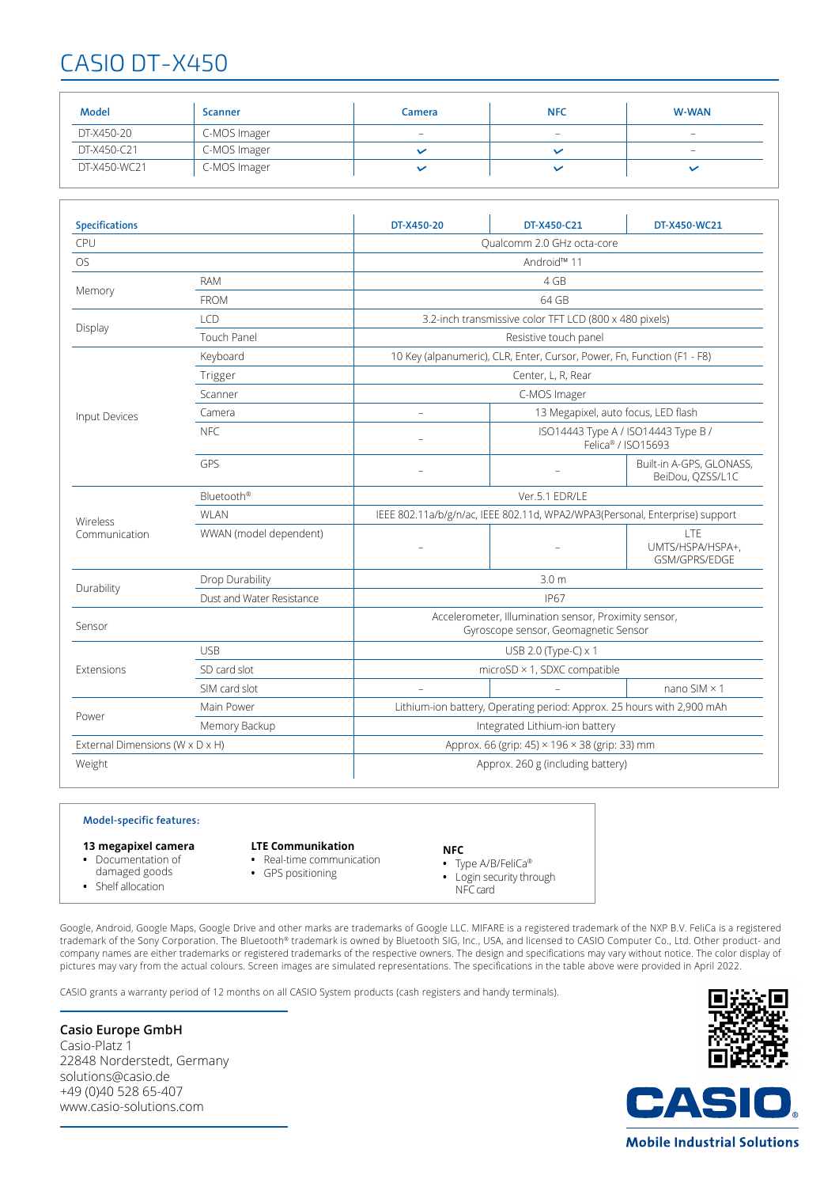# CASIO DT-X450

| Model | Scanner | Camera | NFC | W-WAN |
|---|---|---|---|---|
| DT-X450-20 | C-MOS Imager | – | – | – |
| DT-X450-C21 | C-MOS Imager | ✓ | ✓ | – |
| DT-X450-WC21 | C-MOS Imager | ✓ | ✓ | ✓ |

| Specifications | | DT-X450-20 | DT-X450-C21 | DT-X450-WC21 |
|---|---|---|---|---|
| CPU | | Qualcomm 2.0 GHz octa-core | | |
| OS | | Android™ 11 | | |
| Memory | RAM | 4 GB | | |
| | FROM | 64 GB | | |
| Display | LCD | 3.2-inch transmissive color TFT LCD (800 x 480 pixels) | | |
| | Touch Panel | Resistive touch panel | | |
| Input Devices | Keyboard | 10 Key (alpanumeric), CLR, Enter, Cursor, Power, Fn, Function (F1 - F8) | | |
| | Trigger | Center, L, R, Rear | | |
| | Scanner | C-MOS Imager | | |
| | Camera | – | 13 Megapixel, auto focus, LED flash | |
| | NFC | – | ISO14443 Type A / ISO14443 Type B / Felica® / ISO15693 | |
| | GPS | – | – | Built-in A-GPS, GLONASS, BeiDou, QZSS/L1C |
| Wireless Communication | Bluetooth® | Ver.5.1 EDR/LE | | |
| | WLAN | IEEE 802.11a/b/g/n/ac, IEEE 802.11d, WPA2/WPA3(Personal, Enterprise) support | | |
| | WWAN (model dependent) | – | – | LTE UMTS/HSPA/HSPA+, GSM/GPRS/EDGE |
| Durability | Drop Durability | 3.0 m | | |
| | Dust and Water Resistance | IP67 | | |
| Sensor | | Accelerometer, Illumination sensor, Proximity sensor, Gyroscope sensor, Geomagnetic Sensor | | |
| Extensions | USB | USB 2.0 (Type-C) x 1 | | |
| | SD card slot | microSD × 1, SDXC compatible | | |
| | SIM card slot | – | – | nano SIM × 1 |
| Power | Main Power | Lithium-ion battery, Operating period: Approx. 25 hours with 2,900 mAh | | |
| | Memory Backup | Integrated Lithium-ion battery | | |
| External Dimensions (W x D x H) | | Approx. 66 (grip: 45) × 196 × 38 (grip: 33) mm | | |
| Weight | | Approx. 260 g (including battery) | | |

**Model-specific features:**

**13 megapixel camera**
- Documentation of damaged goods
- Shelf allocation

**LTE Communikation**
- Real-time communication
- GPS positioning

**NFC**
- Type A/B/FeliCa®
- Login security through NFC card

Google, Android, Google Maps, Google Drive and other marks are trademarks of Google LLC. MIFARE is a registered trademark of the NXP B.V. FeliCa is a registered trademark of the Sony Corporation. The Bluetooth® trademark is owned by Bluetooth SIG, Inc., USA, and licensed to CASIO Computer Co., Ltd. Other product- and company names are either trademarks or registered trademarks of the respective owners. The design and specifications may vary without notice. The color display of pictures may vary from the actual colours. Screen images are simulated representations. The specifications in the table above were provided in April 2022.

CASIO grants a warranty period of 12 months on all CASIO System products (cash registers and handy terminals).

**Casio Europe GmbH**
Casio-Platz 1
22848 Norderstedt, Germany
solutions@casio.de
+49 (0)40 528 65-407
www.casio-solutions.com

CASIO
Mobile Industrial Solutions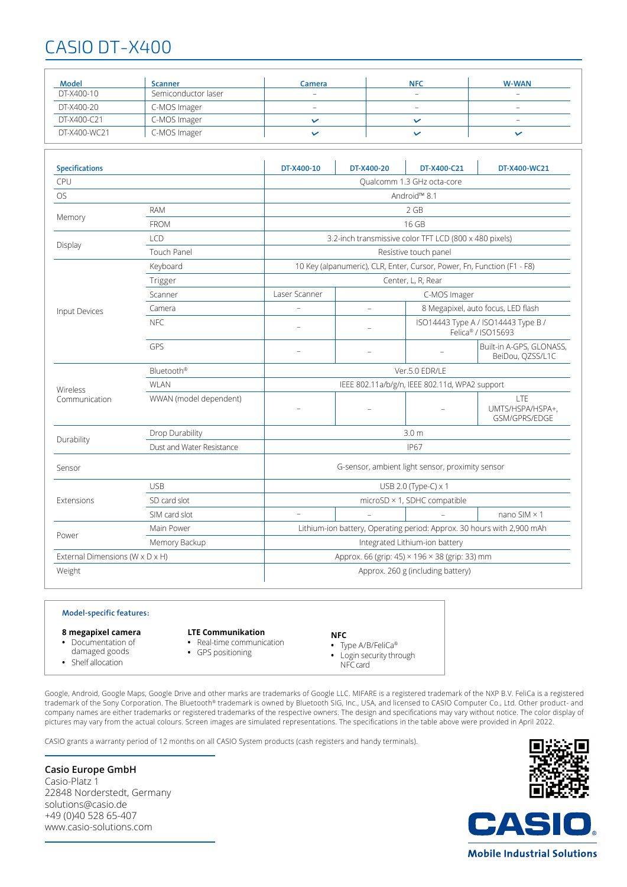# CASIO DT-X400

| Model | Scanner | Camera | NFC | W-WAN |
|---|---|---|---|---|
| DT-X400-10 | Semiconductor laser | – | – | – |
| DT-X400-20 | C-MOS Imager | – | – | – |
| DT-X400-C21 | C-MOS Imager | ✓ | ✓ | – |
| DT-X400-WC21 | C-MOS Imager | ✓ | ✓ | ✓ |

| Specifications | | DT-X400-10 | DT-X400-20 | DT-X400-C21 | DT-X400-WC21 |
|---|---|---|---|---|---|
| CPU | | Qualcomm 1.3 GHz octa-core | | | |
| OS | | Android™ 8.1 | | | |
| Memory | RAM | 2 GB | | | |
| | FROM | 16 GB | | | |
| Display | LCD | 3.2-inch transmissive color TFT LCD (800 x 480 pixels) | | | |
| | Touch Panel | Resistive touch panel | | | |
| Input Devices | Keyboard | 10 Key (alpanumeric), CLR, Enter, Cursor, Power, Fn, Function (F1 - F8) | | | |
| | Trigger | Center, L, R, Rear | | | |
| | Scanner | Laser Scanner | C-MOS Imager | | |
| | Camera | – | – | 8 Megapixel, auto focus, LED flash | |
| | NFC | – | – | ISO14443 Type A / ISO14443 Type B / Felica® / ISO15693 | |
| | GPS | – | – | – | Built-in A-GPS, GLONASS, BeiDou, QZSS/L1C |
| Wireless Communication | Bluetooth® | Ver.5.0 EDR/LE | | | |
| | WLAN | IEEE 802.11a/b/g/n, IEEE 802.11d, WPA2 support | | | |
| | WWAN (model dependent) | – | – | – | LTE UMTS/HSPA/HSPA+, GSM/GPRS/EDGE |
| Durability | Drop Durability | 3.0 m | | | |
| | Dust and Water Resistance | IP67 | | | |
| Sensor | | G-sensor, ambient light sensor, proximity sensor | | | |
| Extensions | USB | USB 2.0 (Type-C) x 1 | | | |
| | SD card slot | microSD × 1, SDHC compatible | | | |
| | SIM card slot | – | – | – | nano SIM × 1 |
| Power | Main Power | Lithium-ion battery, Operating period: Approx. 30 hours with 2,900 mAh | | | |
| | Memory Backup | Integrated Lithium-ion battery | | | |
| External Dimensions (W x D x H) | | Approx. 66 (grip: 45) × 196 × 38 (grip: 33) mm | | | |
| Weight | | Approx. 260 g (including battery) | | | |

**Model-specific features:**

**8 megapixel camera**
- Documentation of damaged goods
- Shelf allocation

**LTE Communikation**
- Real-time communication
- GPS positioning

**NFC**
- Type A/B/FeliCa®
- Login security through NFC card

Google, Android, Google Maps, Google Drive and other marks are trademarks of Google LLC. MIFARE is a registered trademark of the NXP B.V. FeliCa is a registered trademark of the Sony Corporation. The Bluetooth® trademark is owned by Bluetooth SIG, Inc., USA, and licensed to CASIO Computer Co., Ltd. Other product- and company names are either trademarks or registered trademarks of the respective owners. The design and specifications may vary without notice. The color display of pictures may vary from the actual colours. Screen images are simulated representations. The specifications in the table above were provided in April 2022.

CASIO grants a warranty period of 12 months on all CASIO System products (cash registers and handy terminals).

**Casio Europe GmbH**
Casio-Platz 1
22848 Norderstedt, Germany
solutions@casio.de
+49 (0)40 528 65-407
www.casio-solutions.com

CASIO

**Mobile Industrial Solutions**